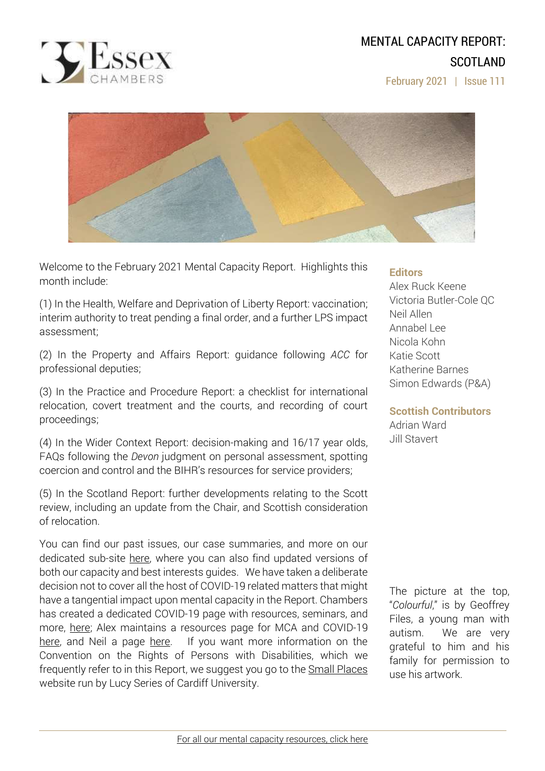# MENTAL CAPACITY REPORT: SCOTLAND

February 2021 | Issue 111

Welcome to the February 2021 Mental Capacity Report. Highlights this month include:

(1) In the Health, Welfare and Deprivation of Liberty Report: vaccination; interim authority to treat pending a final order, and a further LPS impact assessment;

(2) In the Property and Affairs Report: guidance following *ACC* for professional deputies;

(3) In the Practice and Procedure Report: a checklist for international relocation, covert treatment and the courts, and recording of court proceedings;

(4) In the Wider Context Report: decision-making and 16/17 year olds, FAQs following the *Devon* judgment on personal assessment, spotting coercion and control and the BIHR's resources for service providers;

(5) In the Scotland Report: further developments relating to the Scott review, including an update from the Chair, and Scottish consideration of relocation.

You can find our past issues, our case summaries, and more on our dedicated sub-site here, where you can also find updated versions of both our capacity and best interests guides. We have taken a deliberate decision not to cover all the host of COVID-19 related matters that might have a tangential impact upon mental capacity in the Report. Chambers has created a dedicated COVID-19 page with resources, seminars, and more, here; Alex maintains a resources page for MCA and COVID-19 here, and Neil a page here. If you want more information on the Convention on the Rights of Persons with Disabilities, which we frequently refer to in this Report, we suggest you go to the Small Places website run by Lucy Series of Cardiff University.

**Editors**

Alex Ruck Keene
Victoria Butler-Cole QC
Neil Allen
Annabel Lee
Nicola Kohn
Katie Scott
Katherine Barnes
Simon Edwards (P&A)

**Scottish Contributors**

Adrian Ward
Jill Stavert

The picture at the top, "*Colourful*," is by Geoffrey Files, a young man with autism. We are very grateful to him and his family for permission to use his artwork.

For all our mental capacity resources, click here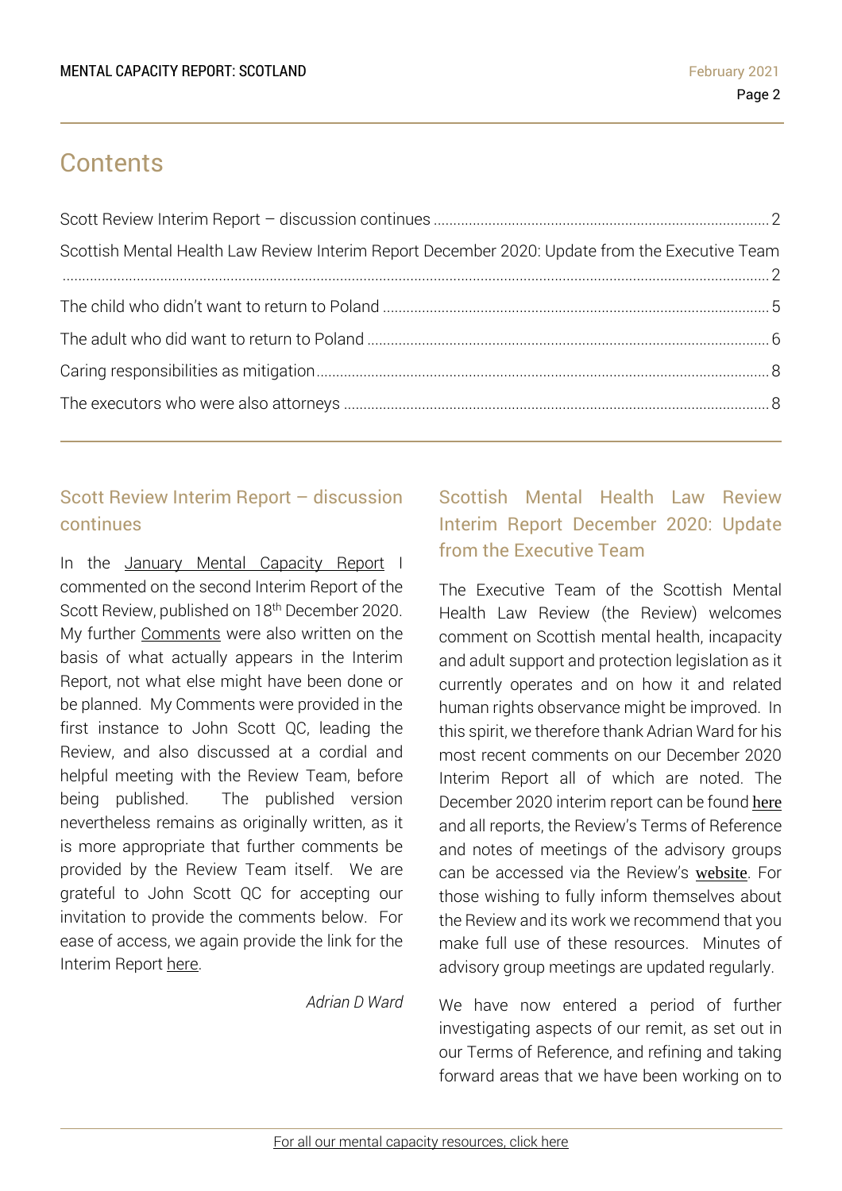# Contents

Scott Review Interim Report – discussion continues ........ 2

Scottish Mental Health Law Review Interim Report December 2020: Update from the Executive Team ........ 2

The child who didn't want to return to Poland ........ 5

The adult who did want to return to Poland ........ 6

Caring responsibilities as mitigation ........ 8

The executors who were also attorneys ........ 8

## Scott Review Interim Report – discussion continues

In the January Mental Capacity Report I commented on the second Interim Report of the Scott Review, published on 18th December 2020. My further Comments were also written on the basis of what actually appears in the Interim Report, not what else might have been done or be planned. My Comments were provided in the first instance to John Scott QC, leading the Review, and also discussed at a cordial and helpful meeting with the Review Team, before being published. The published version nevertheless remains as originally written, as it is more appropriate that further comments be provided by the Review Team itself. We are grateful to John Scott QC for accepting our invitation to provide the comments below. For ease of access, we again provide the link for the Interim Report here.

*Adrian D Ward*

## Scottish Mental Health Law Review Interim Report December 2020: Update from the Executive Team

The Executive Team of the Scottish Mental Health Law Review (the Review) welcomes comment on Scottish mental health, incapacity and adult support and protection legislation as it currently operates and on how it and related human rights observance might be improved. In this spirit, we therefore thank Adrian Ward for his most recent comments on our December 2020 Interim Report all of which are noted. The December 2020 interim report can be found here and all reports, the Review's Terms of Reference and notes of meetings of the advisory groups can be accessed via the Review's website. For those wishing to fully inform themselves about the Review and its work we recommend that you make full use of these resources. Minutes of advisory group meetings are updated regularly.

We have now entered a period of further investigating aspects of our remit, as set out in our Terms of Reference, and refining and taking forward areas that we have been working on to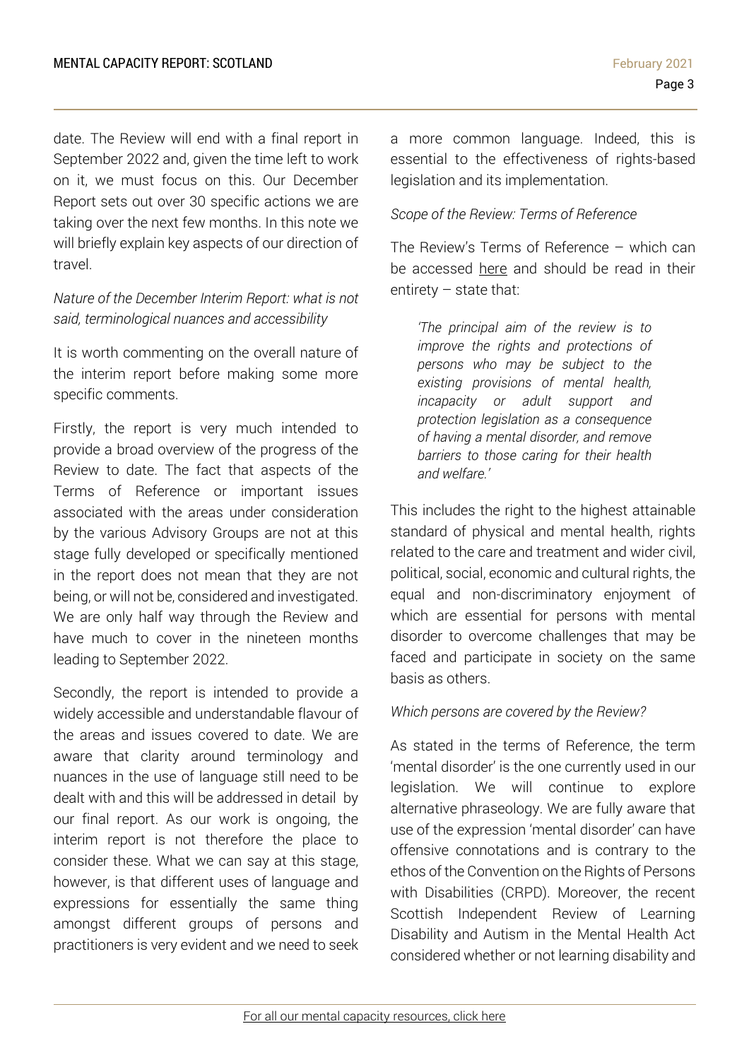date. The Review will end with a final report in September 2022 and, given the time left to work on it, we must focus on this. Our December Report sets out over 30 specific actions we are taking over the next few months. In this note we will briefly explain key aspects of our direction of travel.

*Nature of the December Interim Report: what is not said, terminological nuances and accessibility*

It is worth commenting on the overall nature of the interim report before making some more specific comments.

Firstly, the report is very much intended to provide a broad overview of the progress of the Review to date. The fact that aspects of the Terms of Reference or important issues associated with the areas under consideration by the various Advisory Groups are not at this stage fully developed or specifically mentioned in the report does not mean that they are not being, or will not be, considered and investigated. We are only half way through the Review and have much to cover in the nineteen months leading to September 2022.

Secondly, the report is intended to provide a widely accessible and understandable flavour of the areas and issues covered to date. We are aware that clarity around terminology and nuances in the use of language still need to be dealt with and this will be addressed in detail by our final report. As our work is ongoing, the interim report is not therefore the place to consider these. What we can say at this stage, however, is that different uses of language and expressions for essentially the same thing amongst different groups of persons and practitioners is very evident and we need to seek a more common language. Indeed, this is essential to the effectiveness of rights-based legislation and its implementation.

*Scope of the Review: Terms of Reference*

The Review's Terms of Reference – which can be accessed here and should be read in their entirety – state that:

> *'The principal aim of the review is to improve the rights and protections of persons who may be subject to the existing provisions of mental health, incapacity or adult support and protection legislation as a consequence of having a mental disorder, and remove barriers to those caring for their health and welfare.'*

This includes the right to the highest attainable standard of physical and mental health, rights related to the care and treatment and wider civil, political, social, economic and cultural rights, the equal and non-discriminatory enjoyment of which are essential for persons with mental disorder to overcome challenges that may be faced and participate in society on the same basis as others.

*Which persons are covered by the Review?*

As stated in the terms of Reference, the term 'mental disorder' is the one currently used in our legislation. We will continue to explore alternative phraseology. We are fully aware that use of the expression 'mental disorder' can have offensive connotations and is contrary to the ethos of the Convention on the Rights of Persons with Disabilities (CRPD). Moreover, the recent Scottish Independent Review of Learning Disability and Autism in the Mental Health Act considered whether or not learning disability and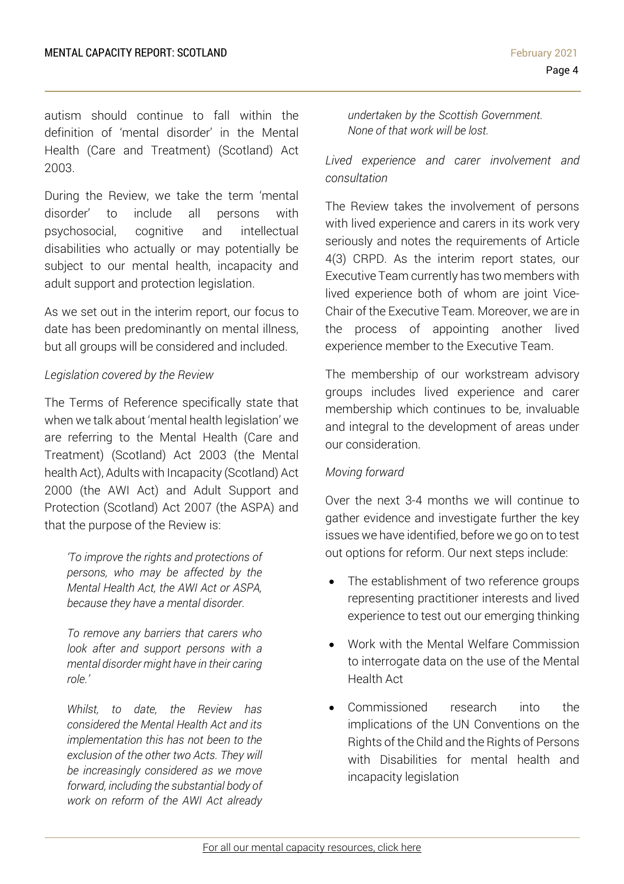autism should continue to fall within the definition of 'mental disorder' in the Mental Health (Care and Treatment) (Scotland) Act 2003.

During the Review, we take the term 'mental disorder' to include all persons with psychosocial, cognitive and intellectual disabilities who actually or may potentially be subject to our mental health, incapacity and adult support and protection legislation.

As we set out in the interim report, our focus to date has been predominantly on mental illness, but all groups will be considered and included.

*Legislation covered by the Review*

The Terms of Reference specifically state that when we talk about 'mental health legislation' we are referring to the Mental Health (Care and Treatment) (Scotland) Act 2003 (the Mental health Act), Adults with Incapacity (Scotland) Act 2000 (the AWI Act) and Adult Support and Protection (Scotland) Act 2007 (the ASPA) and that the purpose of the Review is:

> *'To improve the rights and protections of persons, who may be affected by the Mental Health Act, the AWI Act or ASPA, because they have a mental disorder.*
>
> *To remove any barriers that carers who look after and support persons with a mental disorder might have in their caring role.'*
>
> *Whilst, to date, the Review has considered the Mental Health Act and its implementation this has not been to the exclusion of the other two Acts. They will be increasingly considered as we move forward, including the substantial body of work on reform of the AWI Act already undertaken by the Scottish Government. None of that work will be lost.*

*Lived experience and carer involvement and consultation*

The Review takes the involvement of persons with lived experience and carers in its work very seriously and notes the requirements of Article 4(3) CRPD. As the interim report states, our Executive Team currently has two members with lived experience both of whom are joint Vice-Chair of the Executive Team. Moreover, we are in the process of appointing another lived experience member to the Executive Team.

The membership of our workstream advisory groups includes lived experience and carer membership which continues to be, invaluable and integral to the development of areas under our consideration.

*Moving forward*

Over the next 3-4 months we will continue to gather evidence and investigate further the key issues we have identified, before we go on to test out options for reform. Our next steps include:

- The establishment of two reference groups representing practitioner interests and lived experience to test out our emerging thinking
- Work with the Mental Welfare Commission to interrogate data on the use of the Mental Health Act
- Commissioned research into the implications of the UN Conventions on the Rights of the Child and the Rights of Persons with Disabilities for mental health and incapacity legislation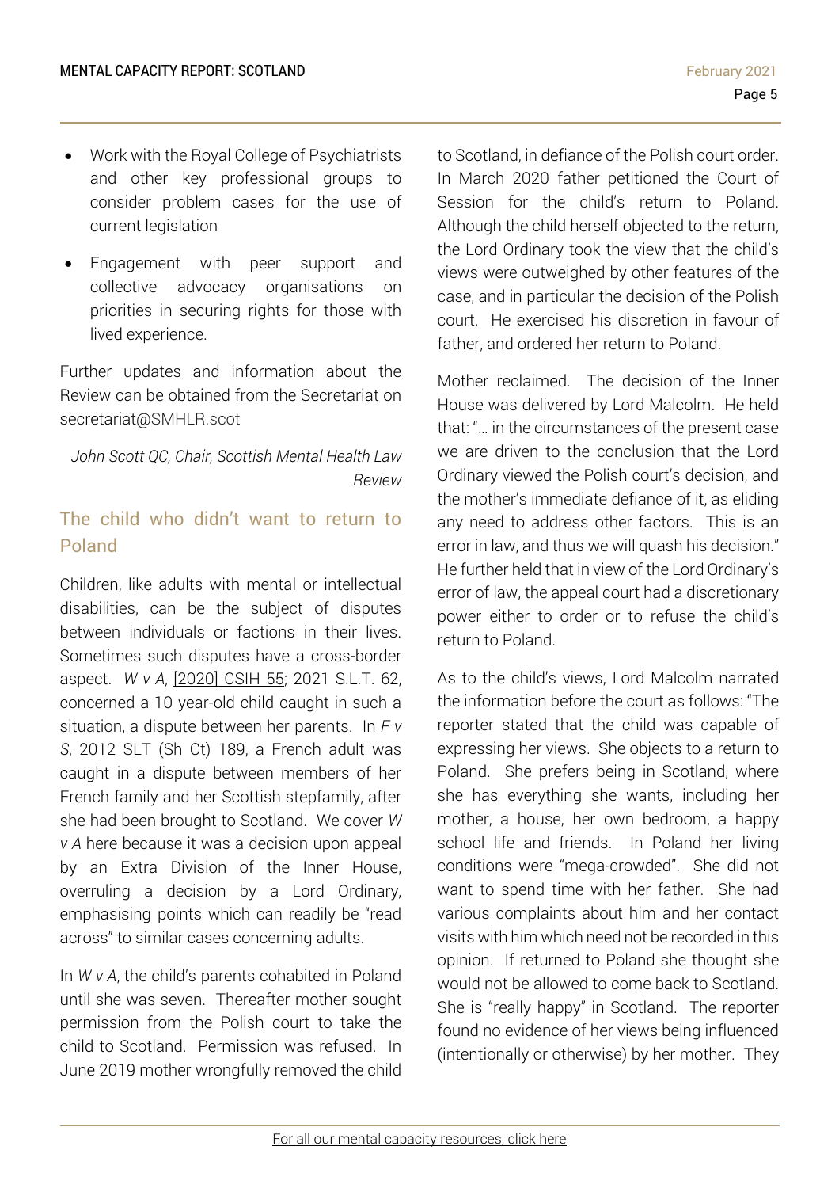- Work with the Royal College of Psychiatrists and other key professional groups to consider problem cases for the use of current legislation
- Engagement with peer support and collective advocacy organisations on priorities in securing rights for those with lived experience.

Further updates and information about the Review can be obtained from the Secretariat on secretariat@SMHLR.scot

*John Scott QC, Chair, Scottish Mental Health Law Review*

## The child who didn't want to return to Poland

Children, like adults with mental or intellectual disabilities, can be the subject of disputes between individuals or factions in their lives. Sometimes such disputes have a cross-border aspect. *W v A*, [2020] CSIH 55; 2021 S.L.T. 62, concerned a 10 year-old child caught in such a situation, a dispute between her parents. In *F v S*, 2012 SLT (Sh Ct) 189, a French adult was caught in a dispute between members of her French family and her Scottish stepfamily, after she had been brought to Scotland. We cover *W v A* here because it was a decision upon appeal by an Extra Division of the Inner House, overruling a decision by a Lord Ordinary, emphasising points which can readily be "read across" to similar cases concerning adults.

In *W v A*, the child's parents cohabited in Poland until she was seven. Thereafter mother sought permission from the Polish court to take the child to Scotland. Permission was refused. In June 2019 mother wrongfully removed the child to Scotland, in defiance of the Polish court order. In March 2020 father petitioned the Court of Session for the child's return to Poland. Although the child herself objected to the return, the Lord Ordinary took the view that the child's views were outweighed by other features of the case, and in particular the decision of the Polish court. He exercised his discretion in favour of father, and ordered her return to Poland.

Mother reclaimed. The decision of the Inner House was delivered by Lord Malcolm. He held that: "… in the circumstances of the present case we are driven to the conclusion that the Lord Ordinary viewed the Polish court's decision, and the mother's immediate defiance of it, as eliding any need to address other factors. This is an error in law, and thus we will quash his decision." He further held that in view of the Lord Ordinary's error of law, the appeal court had a discretionary power either to order or to refuse the child's return to Poland.

As to the child's views, Lord Malcolm narrated the information before the court as follows: "The reporter stated that the child was capable of expressing her views. She objects to a return to Poland. She prefers being in Scotland, where she has everything she wants, including her mother, a house, her own bedroom, a happy school life and friends. In Poland her living conditions were "mega-crowded". She did not want to spend time with her father. She had various complaints about him and her contact visits with him which need not be recorded in this opinion. If returned to Poland she thought she would not be allowed to come back to Scotland. She is "really happy" in Scotland. The reporter found no evidence of her views being influenced (intentionally or otherwise) by her mother. They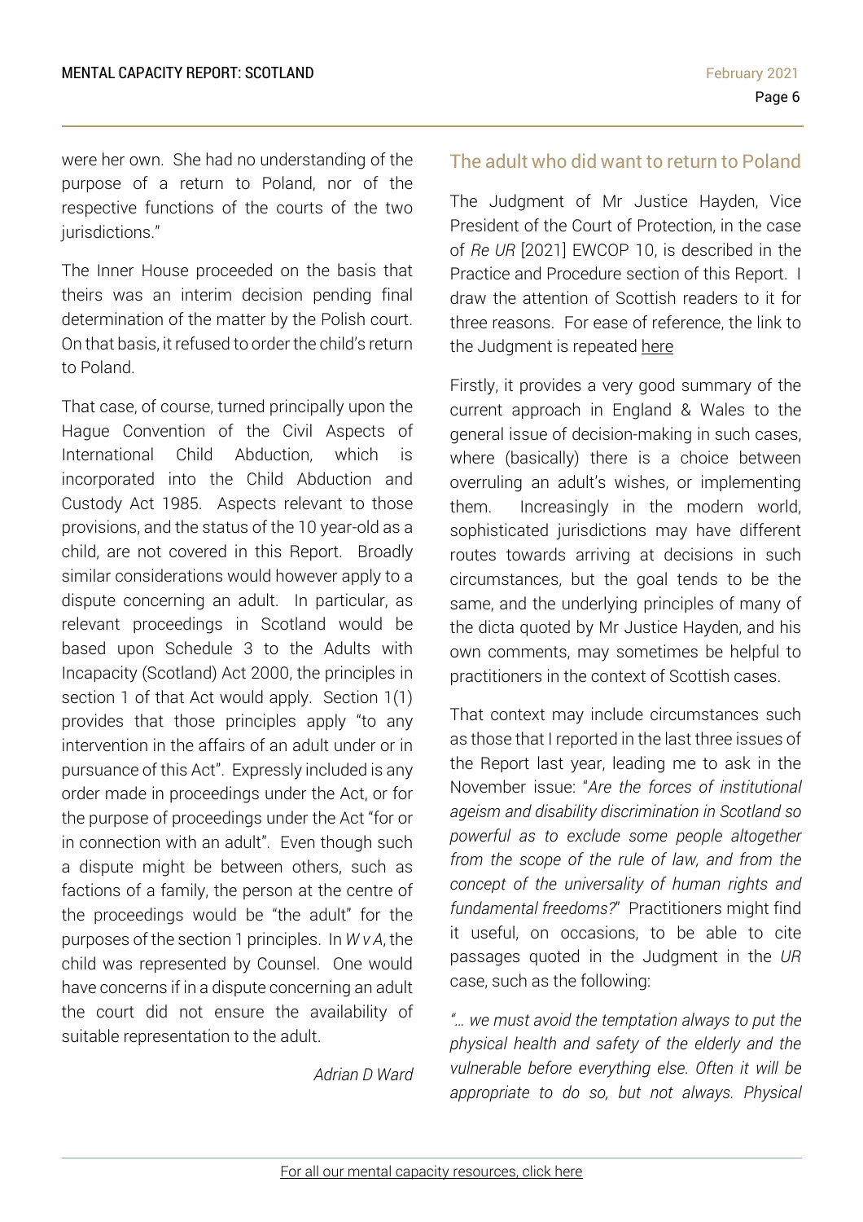were her own. She had no understanding of the purpose of a return to Poland, nor of the respective functions of the courts of the two jurisdictions."

The Inner House proceeded on the basis that theirs was an interim decision pending final determination of the matter by the Polish court. On that basis, it refused to order the child's return to Poland.

That case, of course, turned principally upon the Hague Convention of the Civil Aspects of International Child Abduction, which is incorporated into the Child Abduction and Custody Act 1985. Aspects relevant to those provisions, and the status of the 10 year-old as a child, are not covered in this Report. Broadly similar considerations would however apply to a dispute concerning an adult. In particular, as relevant proceedings in Scotland would be based upon Schedule 3 to the Adults with Incapacity (Scotland) Act 2000, the principles in section 1 of that Act would apply. Section 1(1) provides that those principles apply "to any intervention in the affairs of an adult under or in pursuance of this Act". Expressly included is any order made in proceedings under the Act, or for the purpose of proceedings under the Act "for or in connection with an adult". Even though such a dispute might be between others, such as factions of a family, the person at the centre of the proceedings would be "the adult" for the purposes of the section 1 principles. In *W v A*, the child was represented by Counsel. One would have concerns if in a dispute concerning an adult the court did not ensure the availability of suitable representation to the adult.

*Adrian D Ward*

## The adult who did want to return to Poland

The Judgment of Mr Justice Hayden, Vice President of the Court of Protection, in the case of *Re UR* [2021] EWCOP 10, is described in the Practice and Procedure section of this Report. I draw the attention of Scottish readers to it for three reasons. For ease of reference, the link to the Judgment is repeated here

Firstly, it provides a very good summary of the current approach in England & Wales to the general issue of decision-making in such cases, where (basically) there is a choice between overruling an adult's wishes, or implementing them. Increasingly in the modern world, sophisticated jurisdictions may have different routes towards arriving at decisions in such circumstances, but the goal tends to be the same, and the underlying principles of many of the dicta quoted by Mr Justice Hayden, and his own comments, may sometimes be helpful to practitioners in the context of Scottish cases.

That context may include circumstances such as those that I reported in the last three issues of the Report last year, leading me to ask in the November issue: "*Are the forces of institutional ageism and disability discrimination in Scotland so powerful as to exclude some people altogether from the scope of the rule of law, and from the concept of the universality of human rights and fundamental freedoms?*" Practitioners might find it useful, on occasions, to be able to cite passages quoted in the Judgment in the *UR* case, such as the following:

*"… we must avoid the temptation always to put the physical health and safety of the elderly and the vulnerable before everything else. Often it will be appropriate to do so, but not always. Physical*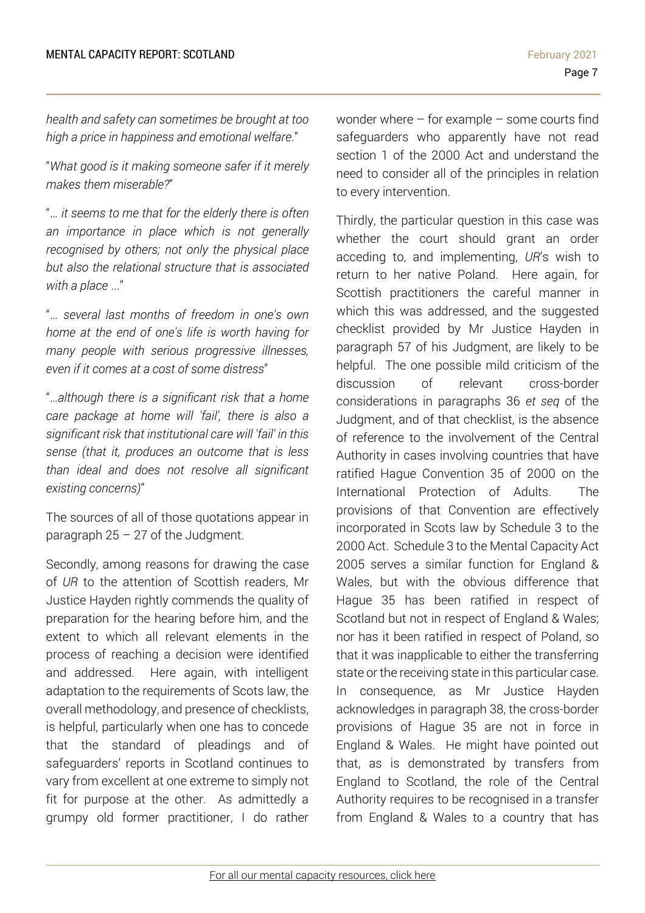*health and safety can sometimes be brought at too high a price in happiness and emotional welfare*."

"*What good is it making someone safer if it merely makes them miserable?*"

"*… it seems to me that for the elderly there is often an importance in place which is not generally recognised by others; not only the physical place but also the relational structure that is associated with a place …*"

"*… several last months of freedom in one's own home at the end of one's life is worth having for many people with serious progressive illnesses, even if it comes at a cost of some distress*"

"*…although there is a significant risk that a home care package at home will 'fail', there is also a significant risk that institutional care will 'fail' in this sense (that it, produces an outcome that is less than ideal and does not resolve all significant existing concerns)*"

The sources of all of those quotations appear in paragraph 25 – 27 of the Judgment.

Secondly, among reasons for drawing the case of *UR* to the attention of Scottish readers, Mr Justice Hayden rightly commends the quality of preparation for the hearing before him, and the extent to which all relevant elements in the process of reaching a decision were identified and addressed. Here again, with intelligent adaptation to the requirements of Scots law, the overall methodology, and presence of checklists, is helpful, particularly when one has to concede that the standard of pleadings and of safeguarders' reports in Scotland continues to vary from excellent at one extreme to simply not fit for purpose at the other. As admittedly a grumpy old former practitioner, I do rather wonder where – for example – some courts find safeguarders who apparently have not read section 1 of the 2000 Act and understand the need to consider all of the principles in relation to every intervention.

Thirdly, the particular question in this case was whether the court should grant an order acceding to, and implementing, *UR*'s wish to return to her native Poland. Here again, for Scottish practitioners the careful manner in which this was addressed, and the suggested checklist provided by Mr Justice Hayden in paragraph 57 of his Judgment, are likely to be helpful. The one possible mild criticism of the discussion of relevant cross-border considerations in paragraphs 36 *et seq* of the Judgment, and of that checklist, is the absence of reference to the involvement of the Central Authority in cases involving countries that have ratified Hague Convention 35 of 2000 on the International Protection of Adults. The provisions of that Convention are effectively incorporated in Scots law by Schedule 3 to the 2000 Act. Schedule 3 to the Mental Capacity Act 2005 serves a similar function for England & Wales, but with the obvious difference that Hague 35 has been ratified in respect of Scotland but not in respect of England & Wales; nor has it been ratified in respect of Poland, so that it was inapplicable to either the transferring state or the receiving state in this particular case. In consequence, as Mr Justice Hayden acknowledges in paragraph 38, the cross-border provisions of Hague 35 are not in force in England & Wales. He might have pointed out that, as is demonstrated by transfers from England to Scotland, the role of the Central Authority requires to be recognised in a transfer from England & Wales to a country that has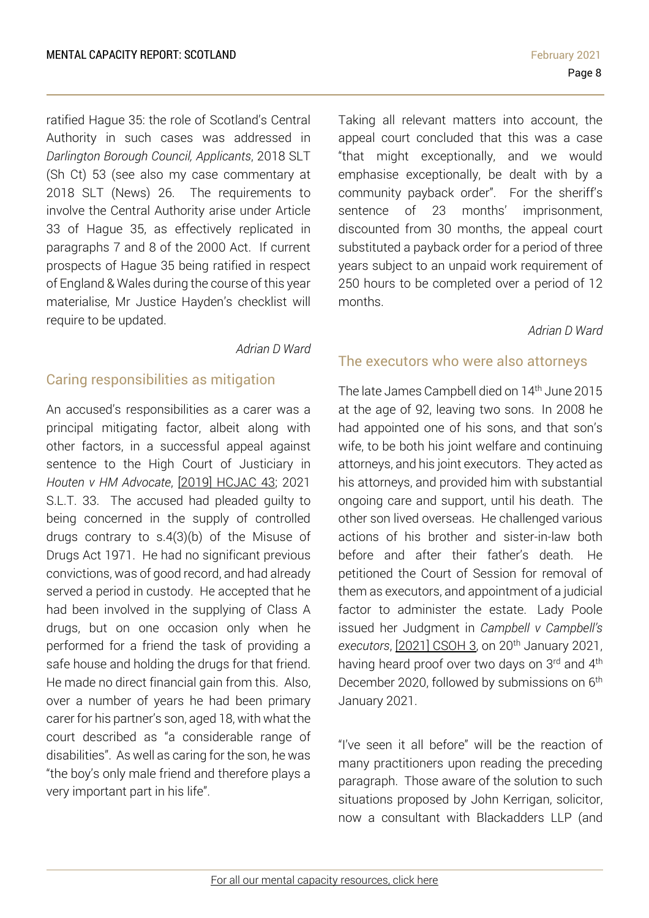ratified Hague 35: the role of Scotland's Central Authority in such cases was addressed in *Darlington Borough Council, Applicants*, 2018 SLT (Sh Ct) 53 (see also my case commentary at 2018 SLT (News) 26. The requirements to involve the Central Authority arise under Article 33 of Hague 35, as effectively replicated in paragraphs 7 and 8 of the 2000 Act. If current prospects of Hague 35 being ratified in respect of England & Wales during the course of this year materialise, Mr Justice Hayden's checklist will require to be updated.

*Adrian D Ward*

## Caring responsibilities as mitigation

An accused's responsibilities as a carer was a principal mitigating factor, albeit along with other factors, in a successful appeal against sentence to the High Court of Justiciary in *Houten v HM Advocate*, [2019] HCJAC 43; 2021 S.L.T. 33. The accused had pleaded guilty to being concerned in the supply of controlled drugs contrary to s.4(3)(b) of the Misuse of Drugs Act 1971. He had no significant previous convictions, was of good record, and had already served a period in custody. He accepted that he had been involved in the supplying of Class A drugs, but on one occasion only when he performed for a friend the task of providing a safe house and holding the drugs for that friend. He made no direct financial gain from this. Also, over a number of years he had been primary carer for his partner's son, aged 18, with what the court described as "a considerable range of disabilities". As well as caring for the son, he was "the boy's only male friend and therefore plays a very important part in his life".

Taking all relevant matters into account, the appeal court concluded that this was a case "that might exceptionally, and we would emphasise exceptionally, be dealt with by a community payback order". For the sheriff's sentence of 23 months' imprisonment, discounted from 30 months, the appeal court substituted a payback order for a period of three years subject to an unpaid work requirement of 250 hours to be completed over a period of 12 months.

*Adrian D Ward*

## The executors who were also attorneys

The late James Campbell died on 14th June 2015 at the age of 92, leaving two sons. In 2008 he had appointed one of his sons, and that son's wife, to be both his joint welfare and continuing attorneys, and his joint executors. They acted as his attorneys, and provided him with substantial ongoing care and support, until his death. The other son lived overseas. He challenged various actions of his brother and sister-in-law both before and after their father's death. He petitioned the Court of Session for removal of them as executors, and appointment of a judicial factor to administer the estate. Lady Poole issued her Judgment in *Campbell v Campbell's executors*, [2021] CSOH 3, on 20th January 2021, having heard proof over two days on 3rd and 4th December 2020, followed by submissions on 6th January 2021.

"I've seen it all before" will be the reaction of many practitioners upon reading the preceding paragraph. Those aware of the solution to such situations proposed by John Kerrigan, solicitor, now a consultant with Blackadders LLP (and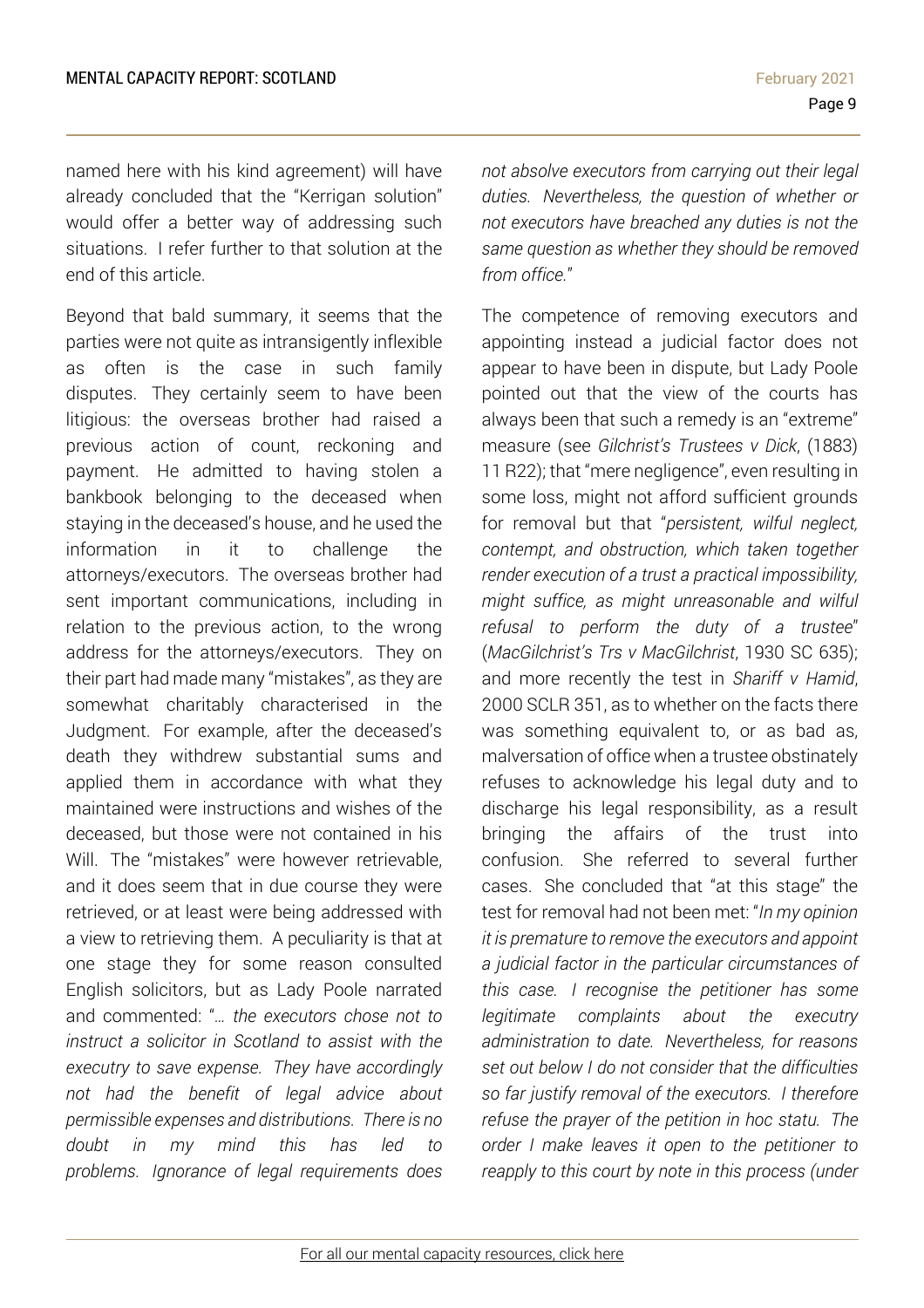named here with his kind agreement) will have already concluded that the "Kerrigan solution" would offer a better way of addressing such situations. I refer further to that solution at the end of this article.

Beyond that bald summary, it seems that the parties were not quite as intransigently inflexible as often is the case in such family disputes. They certainly seem to have been litigious: the overseas brother had raised a previous action of count, reckoning and payment. He admitted to having stolen a bankbook belonging to the deceased when staying in the deceased's house, and he used the information in it to challenge the attorneys/executors. The overseas brother had sent important communications, including in relation to the previous action, to the wrong address for the attorneys/executors. They on their part had made many "mistakes", as they are somewhat charitably characterised in the Judgment. For example, after the deceased's death they withdrew substantial sums and applied them in accordance with what they maintained were instructions and wishes of the deceased, but those were not contained in his Will. The "mistakes" were however retrievable, and it does seem that in due course they were retrieved, or at least were being addressed with a view to retrieving them. A peculiarity is that at one stage they for some reason consulted English solicitors, but as Lady Poole narrated and commented: "*… the executors chose not to instruct a solicitor in Scotland to assist with the executry to save expense. They have accordingly not had the benefit of legal advice about permissible expenses and distributions. There is no doubt in my mind this has led to problems. Ignorance of legal requirements does not absolve executors from carrying out their legal duties. Nevertheless, the question of whether or not executors have breached any duties is not the same question as whether they should be removed from office.*"

The competence of removing executors and appointing instead a judicial factor does not appear to have been in dispute, but Lady Poole pointed out that the view of the courts has always been that such a remedy is an "extreme" measure (see *Gilchrist's Trustees v Dick*, (1883) 11 R22); that "mere negligence", even resulting in some loss, might not afford sufficient grounds for removal but that "*persistent, wilful neglect, contempt, and obstruction, which taken together render execution of a trust a practical impossibility, might suffice, as might unreasonable and wilful refusal to perform the duty of a trustee*" (*MacGilchrist's Trs v MacGilchrist*, 1930 SC 635); and more recently the test in *Shariff v Hamid*, 2000 SCLR 351, as to whether on the facts there was something equivalent to, or as bad as, malversation of office when a trustee obstinately refuses to acknowledge his legal duty and to discharge his legal responsibility, as a result bringing the affairs of the trust into confusion. She referred to several further cases. She concluded that "at this stage" the test for removal had not been met: "*In my opinion it is premature to remove the executors and appoint a judicial factor in the particular circumstances of this case. I recognise the petitioner has some legitimate complaints about the executry administration to date. Nevertheless, for reasons set out below I do not consider that the difficulties so far justify removal of the executors. I therefore refuse the prayer of the petition in hoc statu. The order I make leaves it open to the petitioner to reapply to this court by note in this process (under*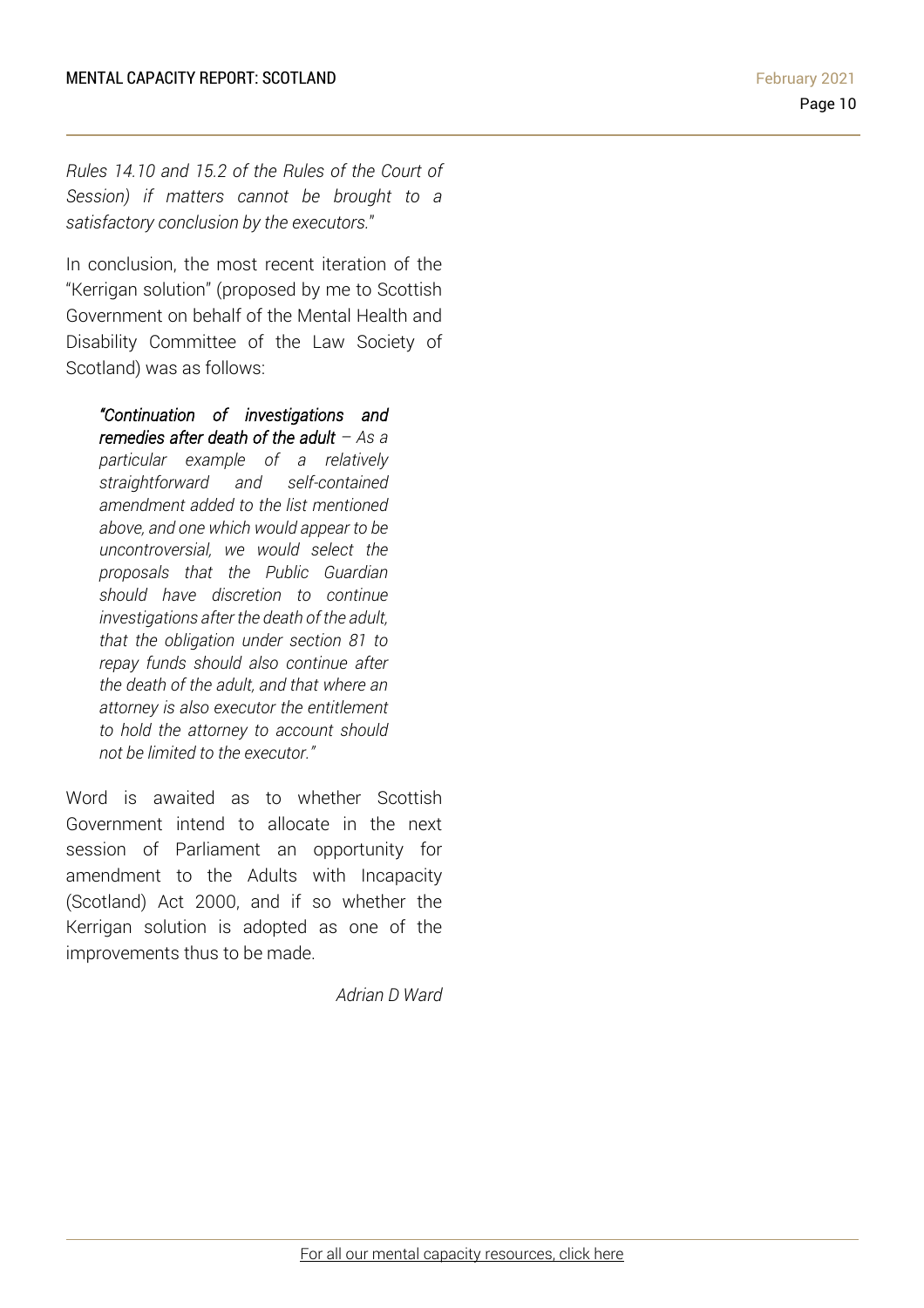*Rules 14.10 and 15.2 of the Rules of the Court of Session) if matters cannot be brought to a satisfactory conclusion by the executors."*

In conclusion, the most recent iteration of the "Kerrigan solution" (proposed by me to Scottish Government on behalf of the Mental Health and Disability Committee of the Law Society of Scotland) was as follows:

> ***"Continuation of investigations and remedies after death of the adult** – As a particular example of a relatively straightforward and self-contained amendment added to the list mentioned above, and one which would appear to be uncontroversial, we would select the proposals that the Public Guardian should have discretion to continue investigations after the death of the adult, that the obligation under section 81 to repay funds should also continue after the death of the adult, and that where an attorney is also executor the entitlement to hold the attorney to account should not be limited to the executor."*

Word is awaited as to whether Scottish Government intend to allocate in the next session of Parliament an opportunity for amendment to the Adults with Incapacity (Scotland) Act 2000, and if so whether the Kerrigan solution is adopted as one of the improvements thus to be made.

*Adrian D Ward*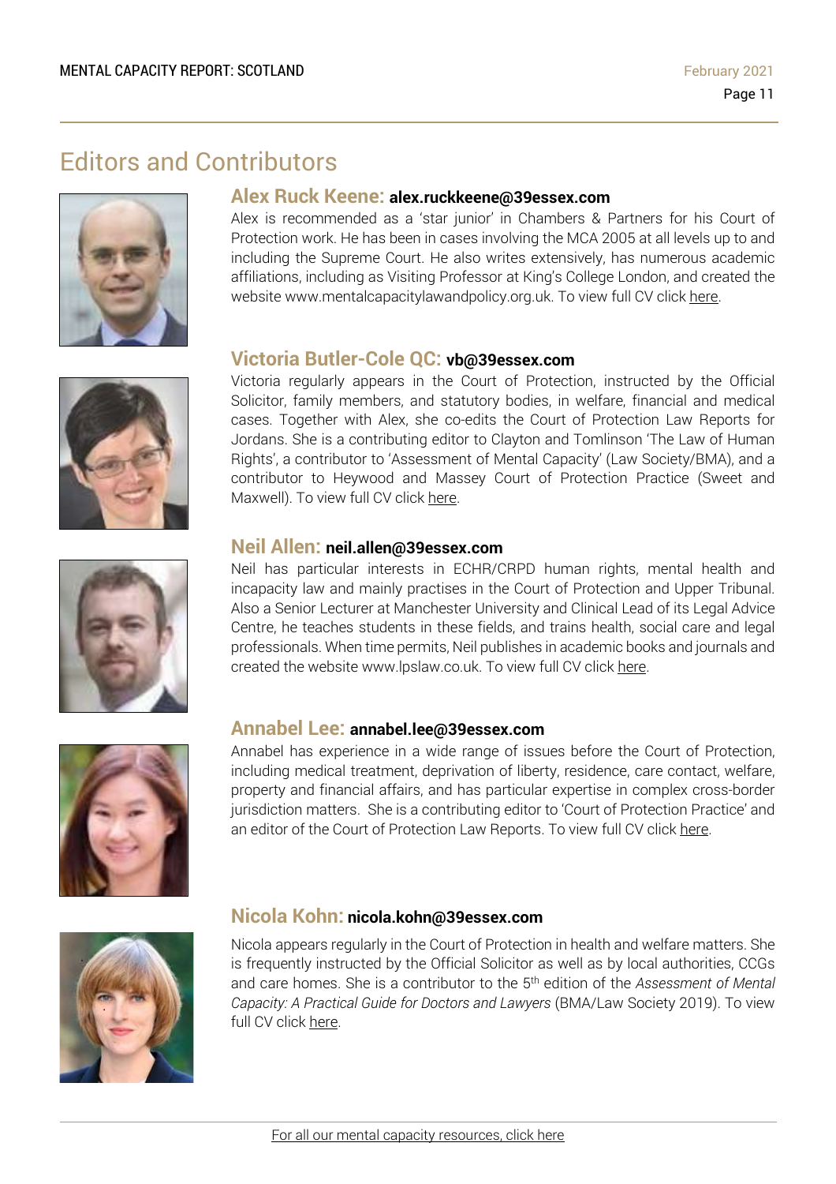# Editors and Contributors

### Alex Ruck Keene: alex.ruckkeene@39essex.com

Alex is recommended as a 'star junior' in Chambers & Partners for his Court of Protection work. He has been in cases involving the MCA 2005 at all levels up to and including the Supreme Court. He also writes extensively, has numerous academic affiliations, including as Visiting Professor at King's College London, and created the website www.mentalcapacitylawandpolicy.org.uk. To view full CV click here.

### Victoria Butler-Cole QC: vb@39essex.com

Victoria regularly appears in the Court of Protection, instructed by the Official Solicitor, family members, and statutory bodies, in welfare, financial and medical cases. Together with Alex, she co-edits the Court of Protection Law Reports for Jordans. She is a contributing editor to Clayton and Tomlinson 'The Law of Human Rights', a contributor to 'Assessment of Mental Capacity' (Law Society/BMA), and a contributor to Heywood and Massey Court of Protection Practice (Sweet and Maxwell). To view full CV click here.

### Neil Allen: neil.allen@39essex.com

Neil has particular interests in ECHR/CRPD human rights, mental health and incapacity law and mainly practises in the Court of Protection and Upper Tribunal. Also a Senior Lecturer at Manchester University and Clinical Lead of its Legal Advice Centre, he teaches students in these fields, and trains health, social care and legal professionals. When time permits, Neil publishes in academic books and journals and created the website www.lpslaw.co.uk. To view full CV click here.

### Annabel Lee: annabel.lee@39essex.com

Annabel has experience in a wide range of issues before the Court of Protection, including medical treatment, deprivation of liberty, residence, care contact, welfare, property and financial affairs, and has particular expertise in complex cross-border jurisdiction matters. She is a contributing editor to 'Court of Protection Practice' and an editor of the Court of Protection Law Reports. To view full CV click here.

### Nicola Kohn: nicola.kohn@39essex.com

Nicola appears regularly in the Court of Protection in health and welfare matters. She is frequently instructed by the Official Solicitor as well as by local authorities, CCGs and care homes. She is a contributor to the 5th edition of the *Assessment of Mental Capacity: A Practical Guide for Doctors and Lawyers* (BMA/Law Society 2019). To view full CV click here.

For all our mental capacity resources, click here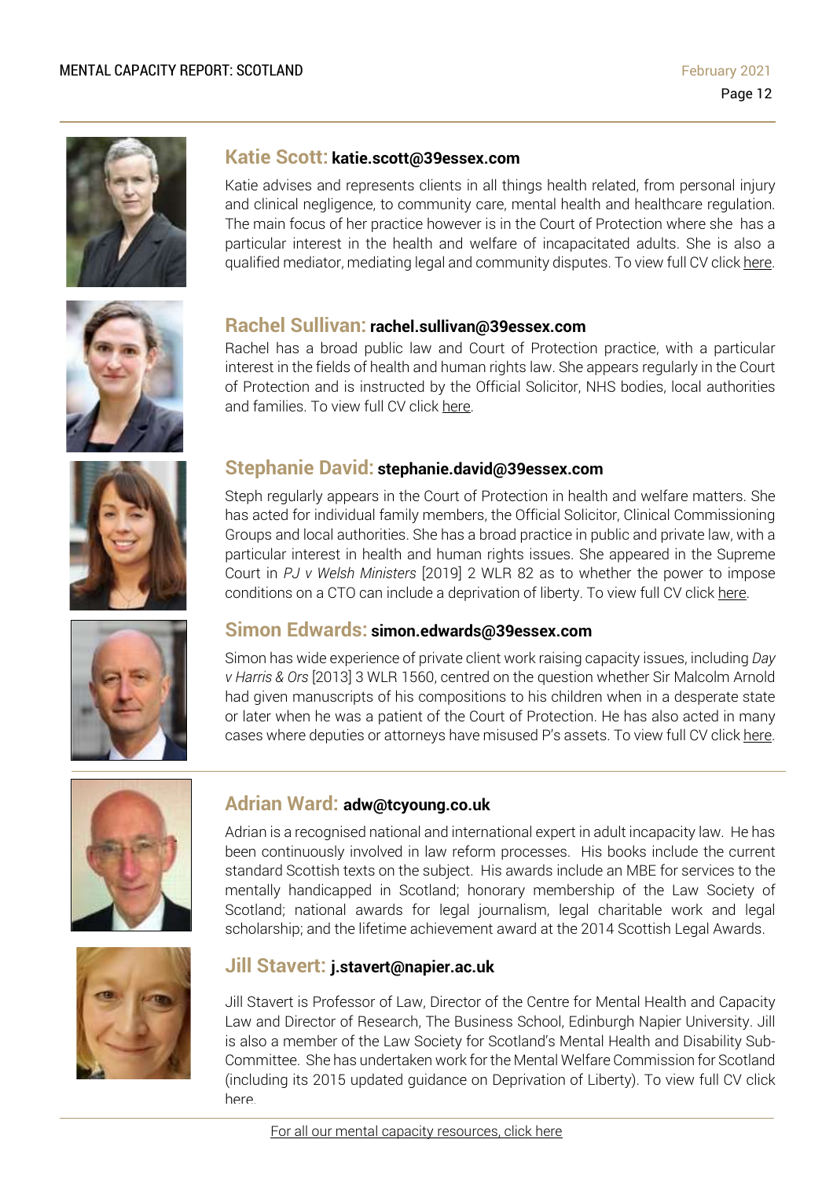### Katie Scott: **katie.scott@39essex.com**

Katie advises and represents clients in all things health related, from personal injury and clinical negligence, to community care, mental health and healthcare regulation. The main focus of her practice however is in the Court of Protection where she has a particular interest in the health and welfare of incapacitated adults. She is also a qualified mediator, mediating legal and community disputes. To view full CV click here.

### Rachel Sullivan: **rachel.sullivan@39essex.com**

Rachel has a broad public law and Court of Protection practice, with a particular interest in the fields of health and human rights law. She appears regularly in the Court of Protection and is instructed by the Official Solicitor, NHS bodies, local authorities and families. To view full CV click here.

### Stephanie David: **stephanie.david@39essex.com**

Steph regularly appears in the Court of Protection in health and welfare matters. She has acted for individual family members, the Official Solicitor, Clinical Commissioning Groups and local authorities. She has a broad practice in public and private law, with a particular interest in health and human rights issues. She appeared in the Supreme Court in *PJ v Welsh Ministers* [2019] 2 WLR 82 as to whether the power to impose conditions on a CTO can include a deprivation of liberty. To view full CV click here.

### Simon Edwards: **simon.edwards@39essex.com**

Simon has wide experience of private client work raising capacity issues, including *Day v Harris & Ors* [2013] 3 WLR 1560, centred on the question whether Sir Malcolm Arnold had given manuscripts of his compositions to his children when in a desperate state or later when he was a patient of the Court of Protection. He has also acted in many cases where deputies or attorneys have misused P's assets. To view full CV click here.

---

### Adrian Ward: **adw@tcyoung.co.uk**

Adrian is a recognised national and international expert in adult incapacity law. He has been continuously involved in law reform processes. His books include the current standard Scottish texts on the subject. His awards include an MBE for services to the mentally handicapped in Scotland; honorary membership of the Law Society of Scotland; national awards for legal journalism, legal charitable work and legal scholarship; and the lifetime achievement award at the 2014 Scottish Legal Awards.

### Jill Stavert: **j.stavert@napier.ac.uk**

Jill Stavert is Professor of Law, Director of the Centre for Mental Health and Capacity Law and Director of Research, The Business School, Edinburgh Napier University. Jill is also a member of the Law Society for Scotland's Mental Health and Disability Sub-Committee. She has undertaken work for the Mental Welfare Commission for Scotland (including its 2015 updated guidance on Deprivation of Liberty). To view full CV click here.

For all our mental capacity resources, click here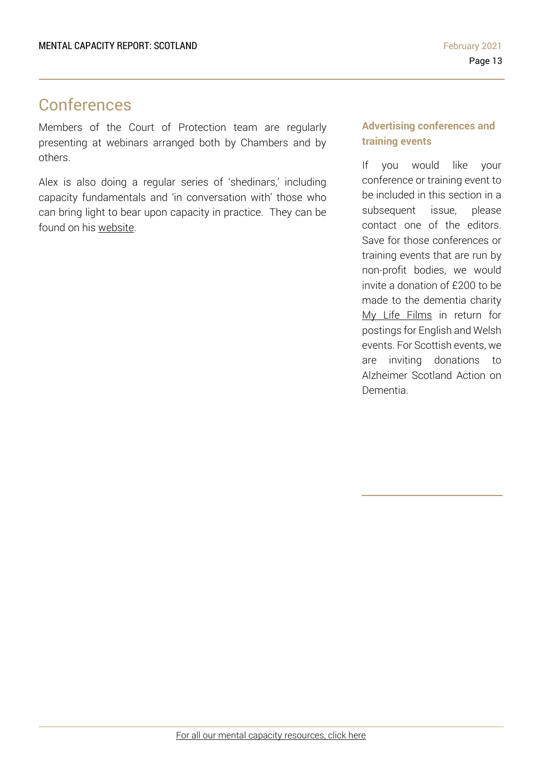# Conferences

Members of the Court of Protection team are regularly presenting at webinars arranged both by Chambers and by others.

Alex is also doing a regular series of 'shedinars,' including capacity fundamentals and 'in conversation with' those who can bring light to bear upon capacity in practice. They can be found on his website.

### Advertising conferences and training events

If you would like your conference or training event to be included in this section in a subsequent issue, please contact one of the editors. Save for those conferences or training events that are run by non-profit bodies, we would invite a donation of £200 to be made to the dementia charity My Life Films in return for postings for English and Welsh events. For Scottish events, we are inviting donations to Alzheimer Scotland Action on Dementia.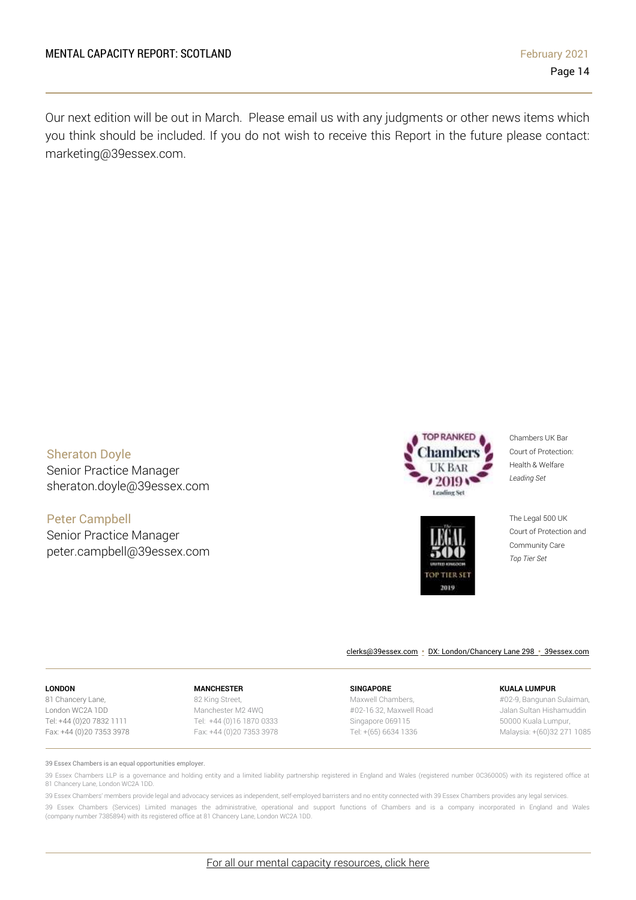Our next edition will be out in March. Please email us with any judgments or other news items which you think should be included. If you do not wish to receive this Report in the future please contact: marketing@39essex.com.

Sheraton Doyle
Senior Practice Manager
sheraton.doyle@39essex.com

Peter Campbell
Senior Practice Manager
peter.campbell@39essex.com

Chambers UK Bar
Court of Protection:
Health & Welfare
*Leading Set*

The Legal 500 UK
Court of Protection and
Community Care
*Top Tier Set*

clerks@39essex.com • DX: London/Chancery Lane 298 • 39essex.com

**LONDON**
81 Chancery Lane,
London WC2A 1DD
Tel: +44 (0)20 7832 1111
Fax: +44 (0)20 7353 3978

**MANCHESTER**
82 King Street,
Manchester M2 4WQ
Tel: +44 (0)16 1870 0333
Fax: +44 (0)20 7353 3978

**SINGAPORE**
Maxwell Chambers,
#02-16 32, Maxwell Road
Singapore 069115
Tel: +(65) 6634 1336

**KUALA LUMPUR**
#02-9, Bangunan Sulaiman,
Jalan Sultan Hishamuddin
50000 Kuala Lumpur,
Malaysia: +(60)32 271 1085

39 Essex Chambers is an equal opportunities employer.

39 Essex Chambers LLP is a governance and holding entity and a limited liability partnership registered in England and Wales (registered number 0C360005) with its registered office at 81 Chancery Lane, London WC2A 1DD.

39 Essex Chambers' members provide legal and advocacy services as independent, self-employed barristers and no entity connected with 39 Essex Chambers provides any legal services.

39 Essex Chambers (Services) Limited manages the administrative, operational and support functions of Chambers and is a company incorporated in England and Wales (company number 7385894) with its registered office at 81 Chancery Lane, London WC2A 1DD.

For all our mental capacity resources, click here